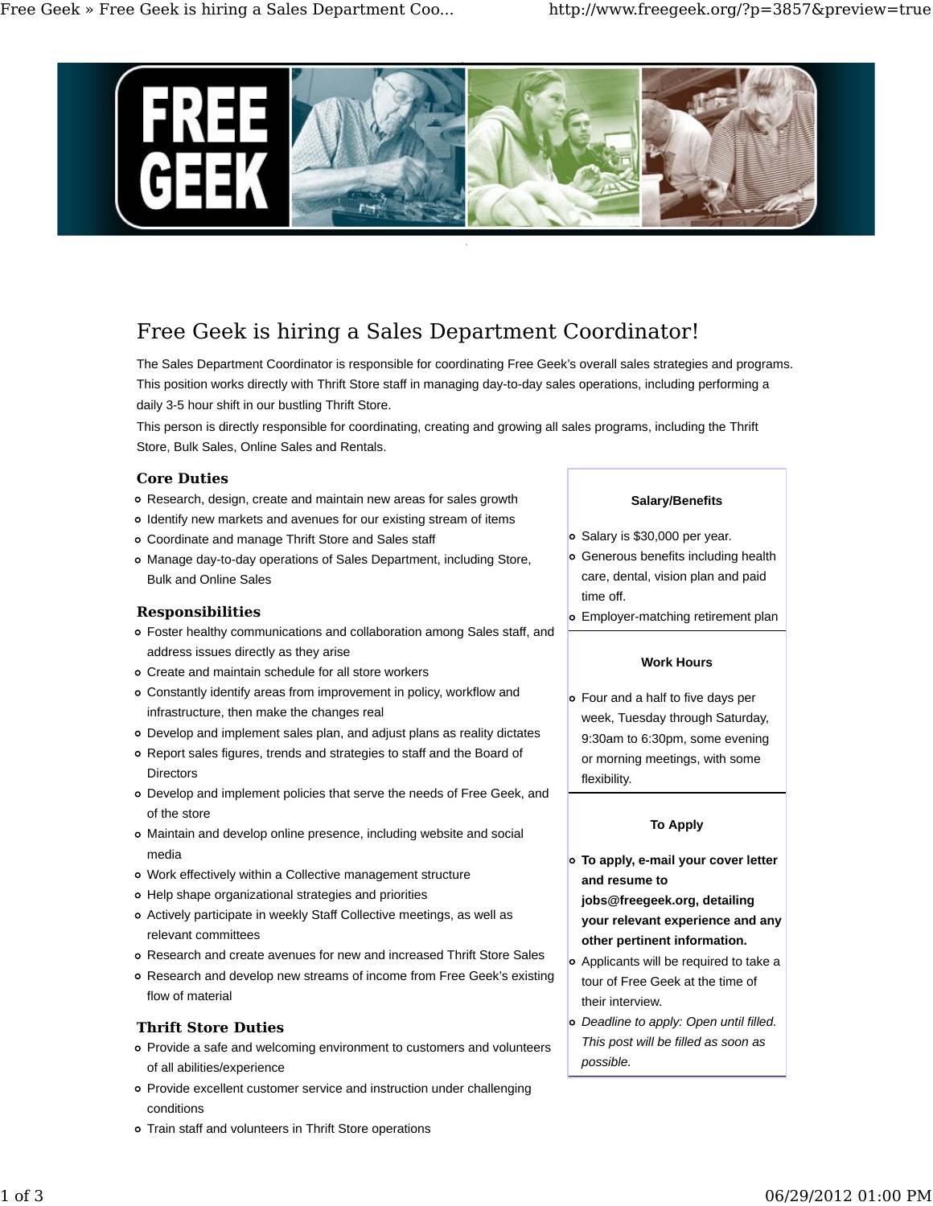# Free Geek is hiring a Sales Department Coordinator!

The Sales Department Coordinator is responsible for coordinating Free Geek's overall sales strategies and programs. This position works directly with Thrift Store staff in managing day-to-day sales operations, including performing a daily 3-5 hour shift in our bustling Thrift Store.

This person is directly responsible for coordinating, creating and growing all sales programs, including the Thrift Store, Bulk Sales, Online Sales and Rentals.

## Core Duties

- Research, design, create and maintain new areas for sales growth
- Identify new markets and avenues for our existing stream of items
- Coordinate and manage Thrift Store and Sales staff
- Manage day-to-day operations of Sales Department, including Store, Bulk and Online Sales

## Responsibilities

- Foster healthy communications and collaboration among Sales staff, and address issues directly as they arise
- Create and maintain schedule for all store workers
- Constantly identify areas from improvement in policy, workflow and infrastructure, then make the changes real
- Develop and implement sales plan, and adjust plans as reality dictates
- Report sales figures, trends and strategies to staff and the Board of Directors
- Develop and implement policies that serve the needs of Free Geek, and of the store
- Maintain and develop online presence, including website and social media
- Work effectively within a Collective management structure
- Help shape organizational strategies and priorities
- Actively participate in weekly Staff Collective meetings, as well as relevant committees
- Research and create avenues for new and increased Thrift Store Sales
- Research and develop new streams of income from Free Geek's existing flow of material

## Thrift Store Duties

- Provide a safe and welcoming environment to customers and volunteers of all abilities/experience
- Provide excellent customer service and instruction under challenging conditions
- Train staff and volunteers in Thrift Store operations

### Salary/Benefits

- Salary is $30,000 per year.
- Generous benefits including health care, dental, vision plan and paid time off.
- Employer-matching retirement plan

### Work Hours

- Four and a half to five days per week, Tuesday through Saturday, 9:30am to 6:30pm, some evening or morning meetings, with some flexibility.

### To Apply

- **To apply, e-mail your cover letter and resume to jobs@freegeek.org, detailing your relevant experience and any other pertinent information.**
- Applicants will be required to take a tour of Free Geek at the time of their interview.
- *Deadline to apply: Open until filled. This post will be filled as soon as possible.*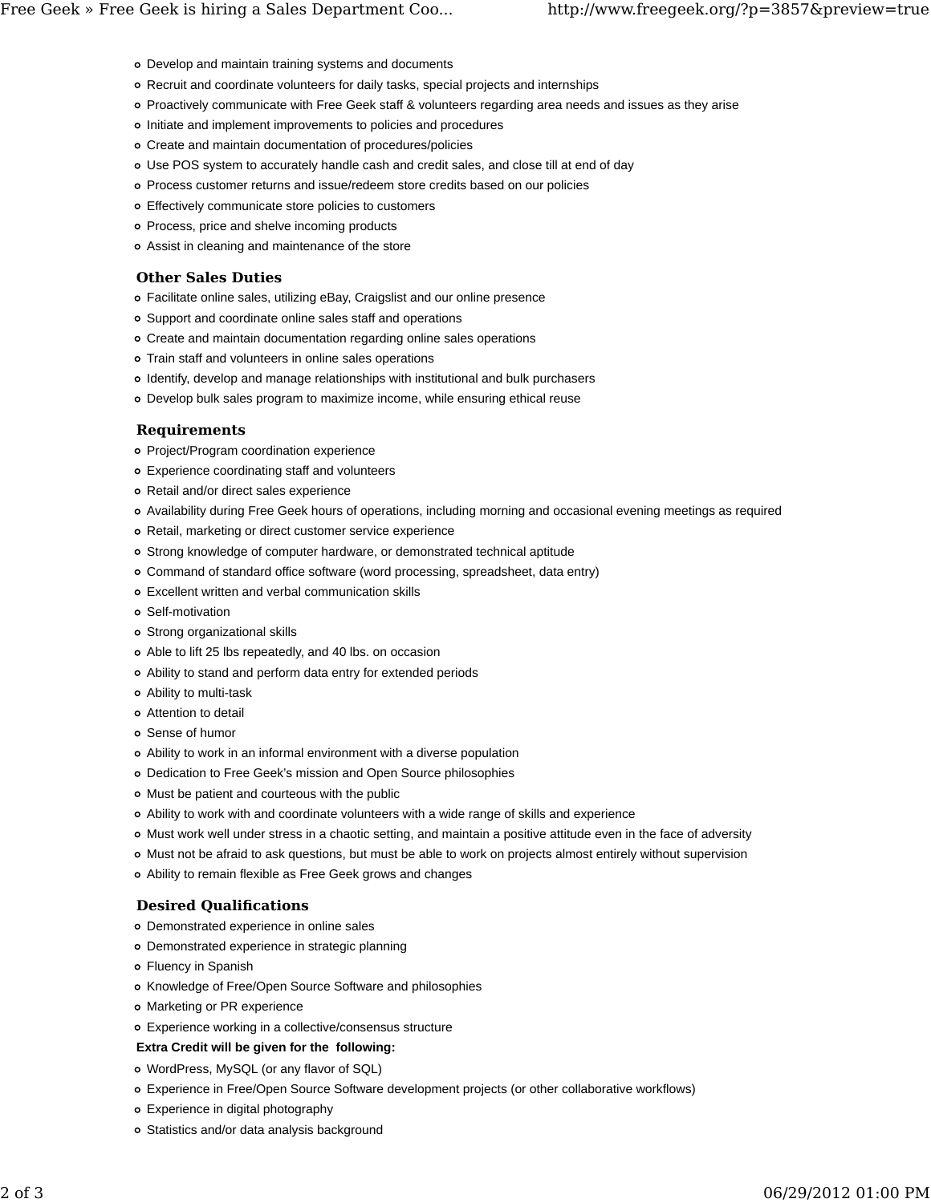- Develop and maintain training systems and documents
- Recruit and coordinate volunteers for daily tasks, special projects and internships
- Proactively communicate with Free Geek staff & volunteers regarding area needs and issues as they arise
- Initiate and implement improvements to policies and procedures
- Create and maintain documentation of procedures/policies
- Use POS system to accurately handle cash and credit sales, and close till at end of day
- Process customer returns and issue/redeem store credits based on our policies
- Effectively communicate store policies to customers
- Process, price and shelve incoming products
- Assist in cleaning and maintenance of the store

### Other Sales Duties

- Facilitate online sales, utilizing eBay, Craigslist and our online presence
- Support and coordinate online sales staff and operations
- Create and maintain documentation regarding online sales operations
- Train staff and volunteers in online sales operations
- Identify, develop and manage relationships with institutional and bulk purchasers
- Develop bulk sales program to maximize income, while ensuring ethical reuse

### Requirements

- Project/Program coordination experience
- Experience coordinating staff and volunteers
- Retail and/or direct sales experience
- Availability during Free Geek hours of operations, including morning and occasional evening meetings as required
- Retail, marketing or direct customer service experience
- Strong knowledge of computer hardware, or demonstrated technical aptitude
- Command of standard office software (word processing, spreadsheet, data entry)
- Excellent written and verbal communication skills
- Self-motivation
- Strong organizational skills
- Able to lift 25 lbs repeatedly, and 40 lbs. on occasion
- Ability to stand and perform data entry for extended periods
- Ability to multi-task
- Attention to detail
- Sense of humor
- Ability to work in an informal environment with a diverse population
- Dedication to Free Geek's mission and Open Source philosophies
- Must be patient and courteous with the public
- Ability to work with and coordinate volunteers with a wide range of skills and experience
- Must work well under stress in a chaotic setting, and maintain a positive attitude even in the face of adversity
- Must not be afraid to ask questions, but must be able to work on projects almost entirely without supervision
- Ability to remain flexible as Free Geek grows and changes

### Desired Qualifications

- Demonstrated experience in online sales
- Demonstrated experience in strategic planning
- Fluency in Spanish
- Knowledge of Free/Open Source Software and philosophies
- Marketing or PR experience
- Experience working in a collective/consensus structure

**Extra Credit will be given for the following:**

- WordPress, MySQL (or any flavor of SQL)
- Experience in Free/Open Source Software development projects (or other collaborative workflows)
- Experience in digital photography
- Statistics and/or data analysis background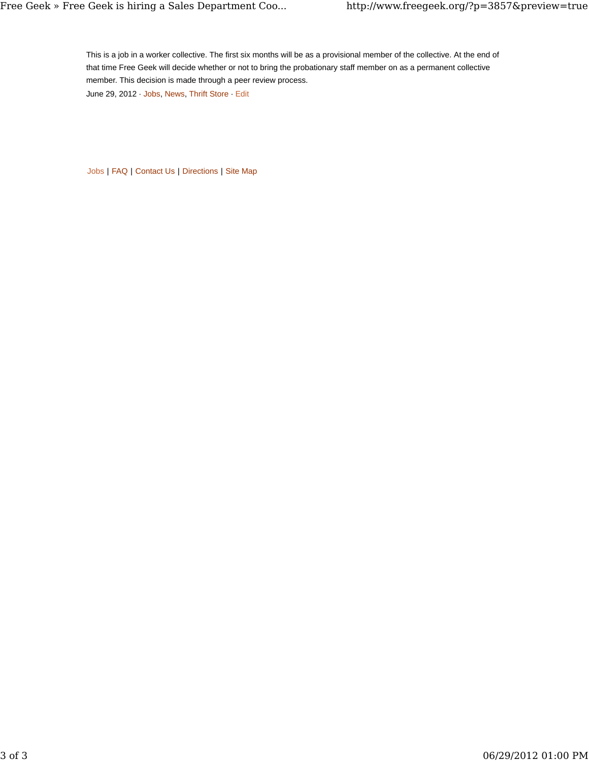This is a job in a worker collective. The first six months will be as a provisional member of the collective. At the end of that time Free Geek will decide whether or not to bring the probationary staff member on as a permanent collective member. This decision is made through a peer review process.

June 29, 2012 · Jobs, News, Thrift Store · Edit

Jobs | FAQ | Contact Us | Directions | Site Map